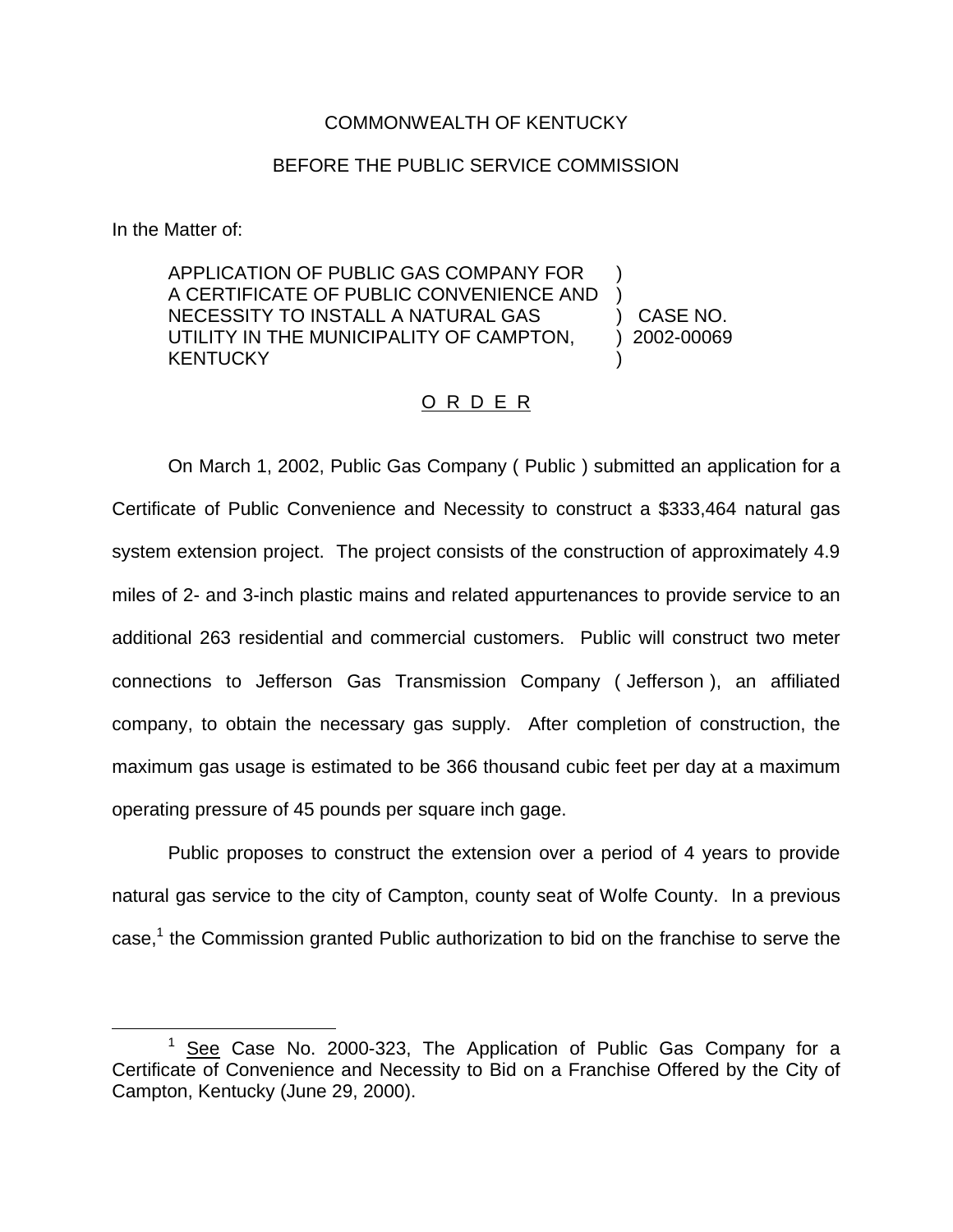COMMONWEALTH OF KENTUCKY

BEFORE THE PUBLIC SERVICE COMMISSION

In the Matter of:

APPLICATION OF PUBLIC GAS COMPANY FOR A CERTIFICATE OF PUBLIC CONVENIENCE AND NECESSITY TO INSTALL A NATURAL GAS UTILITY IN THE MUNICIPALITY OF CAMPTON, KENTUCKY ) CASE NO. 2002-00069

O R D E R

On March 1, 2002, Public Gas Company ( Public ) submitted an application for a Certificate of Public Convenience and Necessity to construct a $333,464 natural gas system extension project. The project consists of the construction of approximately 4.9 miles of 2- and 3-inch plastic mains and related appurtenances to provide service to an additional 263 residential and commercial customers. Public will construct two meter connections to Jefferson Gas Transmission Company ( Jefferson ), an affiliated company, to obtain the necessary gas supply. After completion of construction, the maximum gas usage is estimated to be 366 thousand cubic feet per day at a maximum operating pressure of 45 pounds per square inch gage.

Public proposes to construct the extension over a period of 4 years to provide natural gas service to the city of Campton, county seat of Wolfe County. In a previous case,[1] the Commission granted Public authorization to bid on the franchise to serve the

[1] See Case No. 2000-323, The Application of Public Gas Company for a Certificate of Convenience and Necessity to Bid on a Franchise Offered by the City of Campton, Kentucky (June 29, 2000).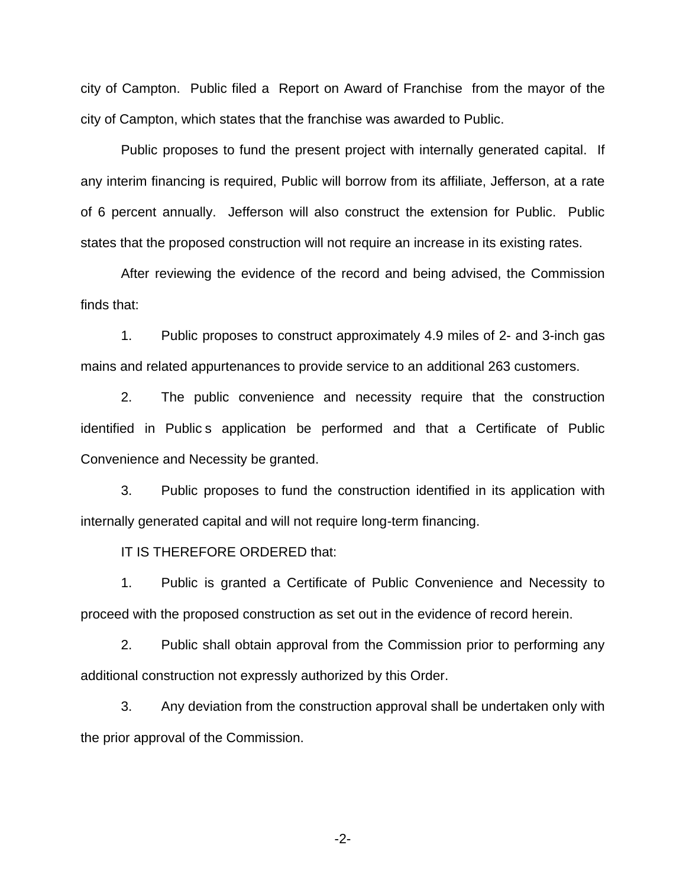city of Campton. Public filed a Report on Award of Franchise from the mayor of the city of Campton, which states that the franchise was awarded to Public.

Public proposes to fund the present project with internally generated capital. If any interim financing is required, Public will borrow from its affiliate, Jefferson, at a rate of 6 percent annually. Jefferson will also construct the extension for Public. Public states that the proposed construction will not require an increase in its existing rates.

After reviewing the evidence of the record and being advised, the Commission finds that:

1. Public proposes to construct approximately 4.9 miles of 2- and 3-inch gas mains and related appurtenances to provide service to an additional 263 customers.

2. The public convenience and necessity require that the construction identified in Public s application be performed and that a Certificate of Public Convenience and Necessity be granted.

3. Public proposes to fund the construction identified in its application with internally generated capital and will not require long-term financing.

IT IS THEREFORE ORDERED that:

1. Public is granted a Certificate of Public Convenience and Necessity to proceed with the proposed construction as set out in the evidence of record herein.

2. Public shall obtain approval from the Commission prior to performing any additional construction not expressly authorized by this Order.

3. Any deviation from the construction approval shall be undertaken only with the prior approval of the Commission.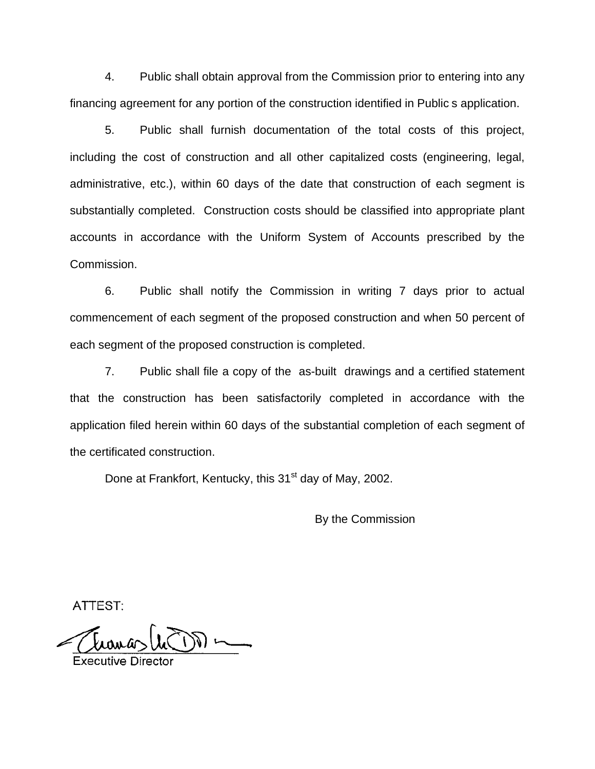4. Public shall obtain approval from the Commission prior to entering into any financing agreement for any portion of the construction identified in Public s application.

5. Public shall furnish documentation of the total costs of this project, including the cost of construction and all other capitalized costs (engineering, legal, administrative, etc.), within 60 days of the date that construction of each segment is substantially completed. Construction costs should be classified into appropriate plant accounts in accordance with the Uniform System of Accounts prescribed by the Commission.

6. Public shall notify the Commission in writing 7 days prior to actual commencement of each segment of the proposed construction and when 50 percent of each segment of the proposed construction is completed.

7. Public shall file a copy of the as-built drawings and a certified statement that the construction has been satisfactorily completed in accordance with the application filed herein within 60 days of the substantial completion of each segment of the certificated construction.

Done at Frankfort, Kentucky, this 31st day of May, 2002.

By the Commission

ATTEST:

Executive Director